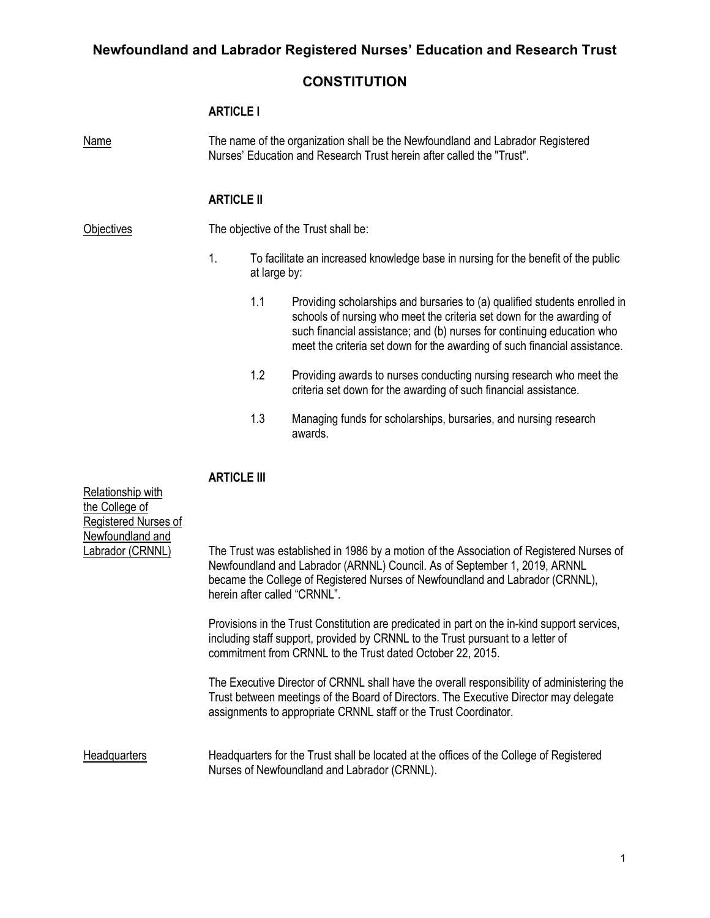# Newfoundland and Labrador Registered Nurses' Education and Research Trust

## CONSTITUTION

### ARTICLE I

<u>Name</u>

The name of the organization shall be the Newfoundland and Labrador Registered Nurses' Education and Research Trust herein after called the "Trust".

### ARTICLE II

<u>Objectives</u>

The objective of the Trust shall be:

1. To facilitate an increased knowledge base in nursing for the benefit of the public at large by:

   1.1 Providing scholarships and bursaries to (a) qualified students enrolled in schools of nursing who meet the criteria set down for the awarding of such financial assistance; and (b) nurses for continuing education who meet the criteria set down for the awarding of such financial assistance.

   1.2 Providing awards to nurses conducting nursing research who meet the criteria set down for the awarding of such financial assistance.

   1.3 Managing funds for scholarships, bursaries, and nursing research awards.

### ARTICLE III

<u>Relationship with the College of Registered Nurses of Newfoundland and Labrador (CRNNL)</u>

The Trust was established in 1986 by a motion of the Association of Registered Nurses of Newfoundland and Labrador (ARNNL) Council. As of September 1, 2019, ARNNL became the College of Registered Nurses of Newfoundland and Labrador (CRNNL), herein after called "CRNNL".

Provisions in the Trust Constitution are predicated in part on the in-kind support services, including staff support, provided by CRNNL to the Trust pursuant to a letter of commitment from CRNNL to the Trust dated October 22, 2015.

The Executive Director of CRNNL shall have the overall responsibility of administering the Trust between meetings of the Board of Directors. The Executive Director may delegate assignments to appropriate CRNNL staff or the Trust Coordinator.

<u>Headquarters</u>

Headquarters for the Trust shall be located at the offices of the College of Registered Nurses of Newfoundland and Labrador (CRNNL).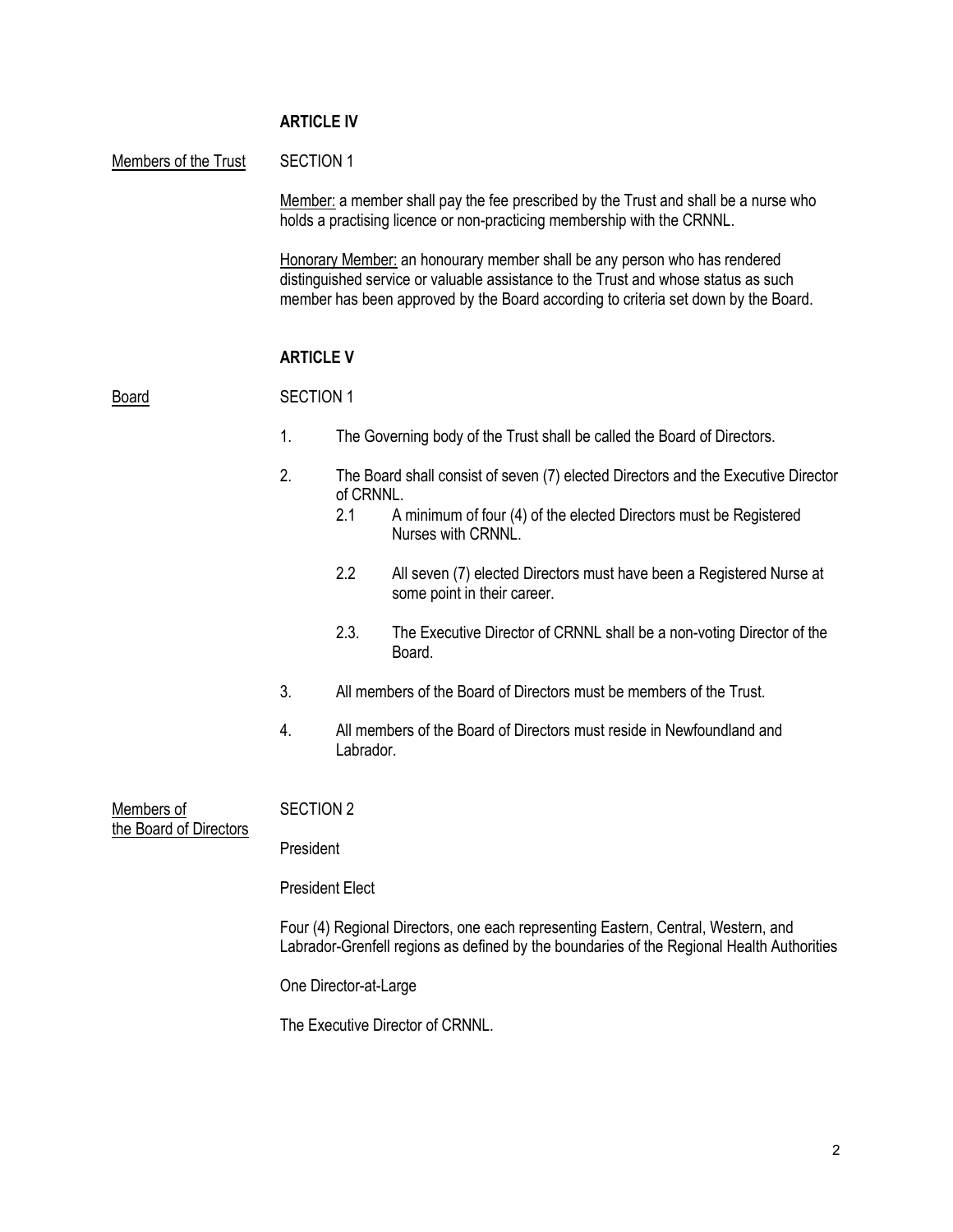## ARTICLE IV

Members of the Trust

SECTION 1

Member: a member shall pay the fee prescribed by the Trust and shall be a nurse who holds a practising licence or non-practicing membership with the CRNNL.

Honorary Member: an honourary member shall be any person who has rendered distinguished service or valuable assistance to the Trust and whose status as such member has been approved by the Board according to criteria set down by the Board.

## ARTICLE V

Board

SECTION 1

1. The Governing body of the Trust shall be called the Board of Directors.
2. The Board shall consist of seven (7) elected Directors and the Executive Director of CRNNL.
   - 2.1 A minimum of four (4) of the elected Directors must be Registered Nurses with CRNNL.
   - 2.2 All seven (7) elected Directors must have been a Registered Nurse at some point in their career.
   - 2.3. The Executive Director of CRNNL shall be a non-voting Director of the Board.
3. All members of the Board of Directors must be members of the Trust.
4. All members of the Board of Directors must reside in Newfoundland and Labrador.

Members of the Board of Directors

SECTION 2

President

President Elect

Four (4) Regional Directors, one each representing Eastern, Central, Western, and Labrador-Grenfell regions as defined by the boundaries of the Regional Health Authorities

One Director-at-Large

The Executive Director of CRNNL.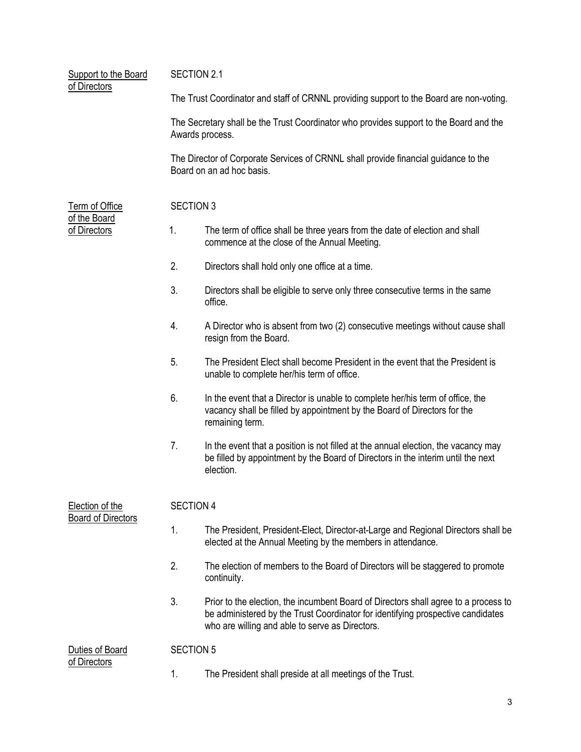**Support to the Board of Directors**

SECTION 2.1

The Trust Coordinator and staff of CRNNL providing support to the Board are non-voting.

The Secretary shall be the Trust Coordinator who provides support to the Board and the Awards process.

The Director of Corporate Services of CRNNL shall provide financial guidance to the Board on an ad hoc basis.

**Term of Office of the Board of Directors**

SECTION 3

1. The term of office shall be three years from the date of election and shall commence at the close of the Annual Meeting.
2. Directors shall hold only one office at a time.
3. Directors shall be eligible to serve only three consecutive terms in the same office.
4. A Director who is absent from two (2) consecutive meetings without cause shall resign from the Board.
5. The President Elect shall become President in the event that the President is unable to complete her/his term of office.
6. In the event that a Director is unable to complete her/his term of office, the vacancy shall be filled by appointment by the Board of Directors for the remaining term.
7. In the event that a position is not filled at the annual election, the vacancy may be filled by appointment by the Board of Directors in the interim until the next election.

**Election of the Board of Directors**

SECTION 4

1. The President, President-Elect, Director-at-Large and Regional Directors shall be elected at the Annual Meeting by the members in attendance.
2. The election of members to the Board of Directors will be staggered to promote continuity.
3. Prior to the election, the incumbent Board of Directors shall agree to a process to be administered by the Trust Coordinator for identifying prospective candidates who are willing and able to serve as Directors.

**Duties of Board of Directors**

SECTION 5

1. The President shall preside at all meetings of the Trust.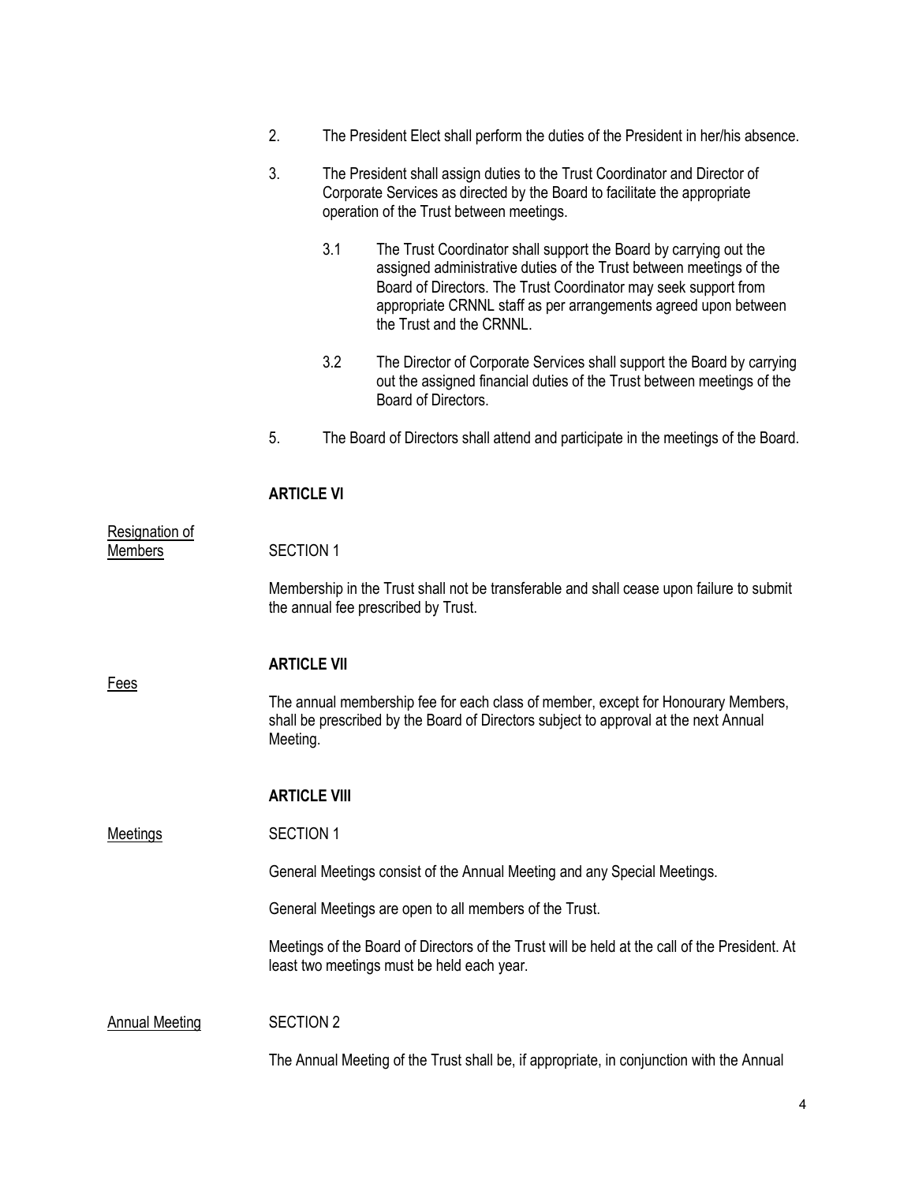2. The President Elect shall perform the duties of the President in her/his absence.

3. The President shall assign duties to the Trust Coordinator and Director of Corporate Services as directed by the Board to facilitate the appropriate operation of the Trust between meetings.

    3.1 The Trust Coordinator shall support the Board by carrying out the assigned administrative duties of the Trust between meetings of the Board of Directors. The Trust Coordinator may seek support from appropriate CRNNL staff as per arrangements agreed upon between the Trust and the CRNNL.

    3.2 The Director of Corporate Services shall support the Board by carrying out the assigned financial duties of the Trust between meetings of the Board of Directors.

5. The Board of Directors shall attend and participate in the meetings of the Board.

**ARTICLE VI**

Resignation of Members

SECTION 1

Membership in the Trust shall not be transferable and shall cease upon failure to submit the annual fee prescribed by Trust.

**ARTICLE VII**

Fees

The annual membership fee for each class of member, except for Honourary Members, shall be prescribed by the Board of Directors subject to approval at the next Annual Meeting.

**ARTICLE VIII**

Meetings

SECTION 1

General Meetings consist of the Annual Meeting and any Special Meetings.

General Meetings are open to all members of the Trust.

Meetings of the Board of Directors of the Trust will be held at the call of the President. At least two meetings must be held each year.

Annual Meeting

SECTION 2

The Annual Meeting of the Trust shall be, if appropriate, in conjunction with the Annual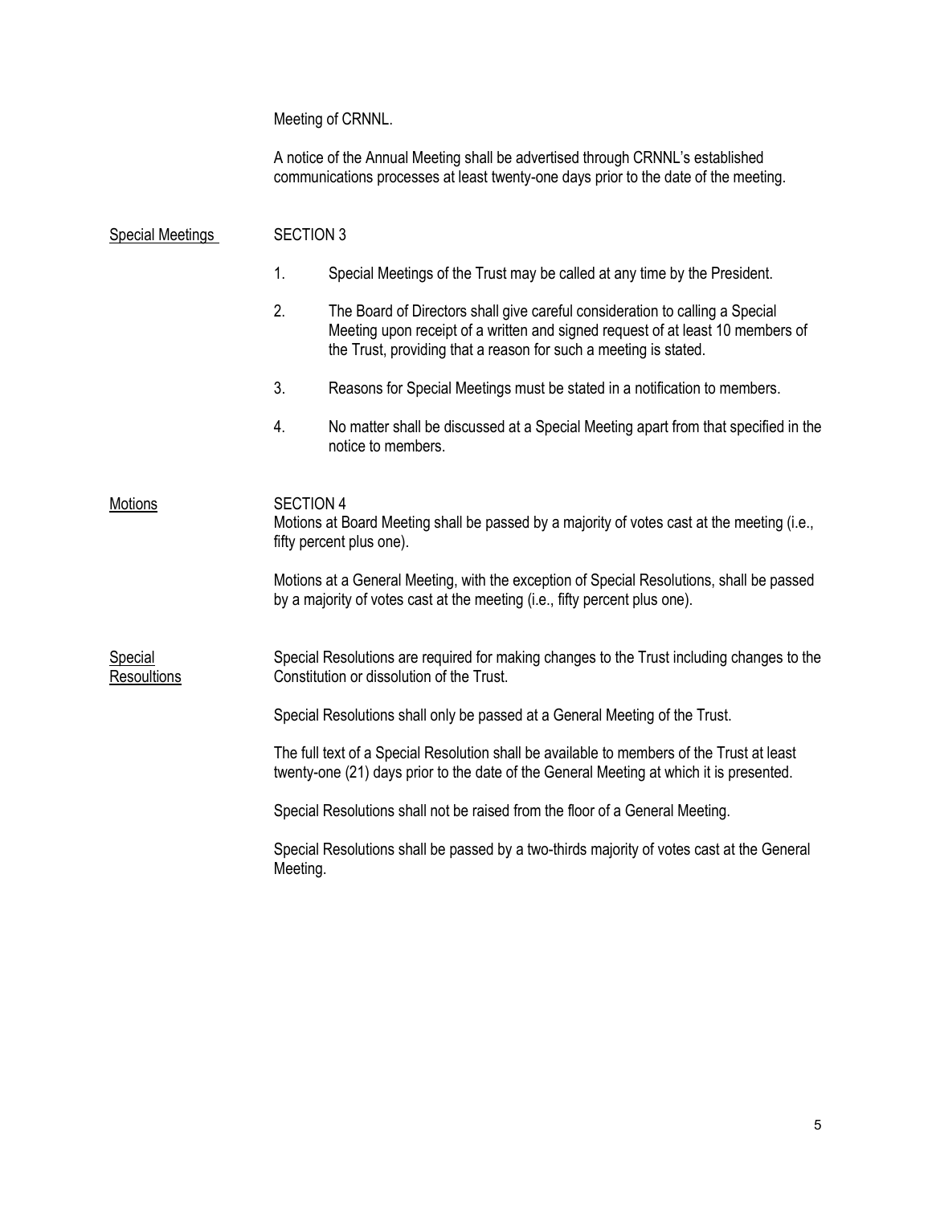Meeting of CRNNL.

A notice of the Annual Meeting shall be advertised through CRNNL's established communications processes at least twenty-one days prior to the date of the meeting.

**Special Meetings**

SECTION 3

1. Special Meetings of the Trust may be called at any time by the President.
2. The Board of Directors shall give careful consideration to calling a Special Meeting upon receipt of a written and signed request of at least 10 members of the Trust, providing that a reason for such a meeting is stated.
3. Reasons for Special Meetings must be stated in a notification to members.
4. No matter shall be discussed at a Special Meeting apart from that specified in the notice to members.

**Motions**

SECTION 4

Motions at Board Meeting shall be passed by a majority of votes cast at the meeting (i.e., fifty percent plus one).

Motions at a General Meeting, with the exception of Special Resolutions, shall be passed by a majority of votes cast at the meeting (i.e., fifty percent plus one).

**Special Resoultions**

Special Resolutions are required for making changes to the Trust including changes to the Constitution or dissolution of the Trust.

Special Resolutions shall only be passed at a General Meeting of the Trust.

The full text of a Special Resolution shall be available to members of the Trust at least twenty-one (21) days prior to the date of the General Meeting at which it is presented.

Special Resolutions shall not be raised from the floor of a General Meeting.

Special Resolutions shall be passed by a two-thirds majority of votes cast at the General Meeting.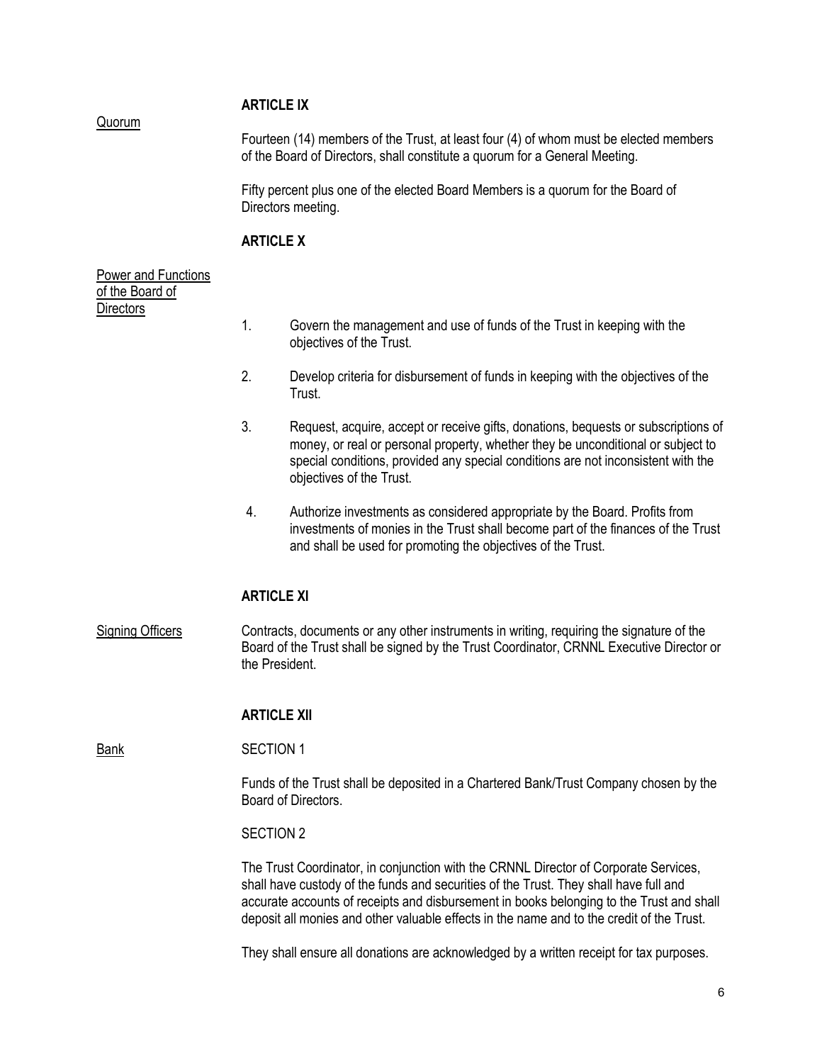## ARTICLE IX

Quorum

Fourteen (14) members of the Trust, at least four (4) of whom must be elected members of the Board of Directors, shall constitute a quorum for a General Meeting.

Fifty percent plus one of the elected Board Members is a quorum for the Board of Directors meeting.

## ARTICLE X

Power and Functions of the Board of Directors

1. Govern the management and use of funds of the Trust in keeping with the objectives of the Trust.
2. Develop criteria for disbursement of funds in keeping with the objectives of the Trust.
3. Request, acquire, accept or receive gifts, donations, bequests or subscriptions of money, or real or personal property, whether they be unconditional or subject to special conditions, provided any special conditions are not inconsistent with the objectives of the Trust.
4. Authorize investments as considered appropriate by the Board. Profits from investments of monies in the Trust shall become part of the finances of the Trust and shall be used for promoting the objectives of the Trust.

## ARTICLE XI

Signing Officers

Contracts, documents or any other instruments in writing, requiring the signature of the Board of the Trust shall be signed by the Trust Coordinator, CRNNL Executive Director or the President.

## ARTICLE XII

Bank

SECTION 1

Funds of the Trust shall be deposited in a Chartered Bank/Trust Company chosen by the Board of Directors.

SECTION 2

The Trust Coordinator, in conjunction with the CRNNL Director of Corporate Services, shall have custody of the funds and securities of the Trust. They shall have full and accurate accounts of receipts and disbursement in books belonging to the Trust and shall deposit all monies and other valuable effects in the name and to the credit of the Trust.

They shall ensure all donations are acknowledged by a written receipt for tax purposes.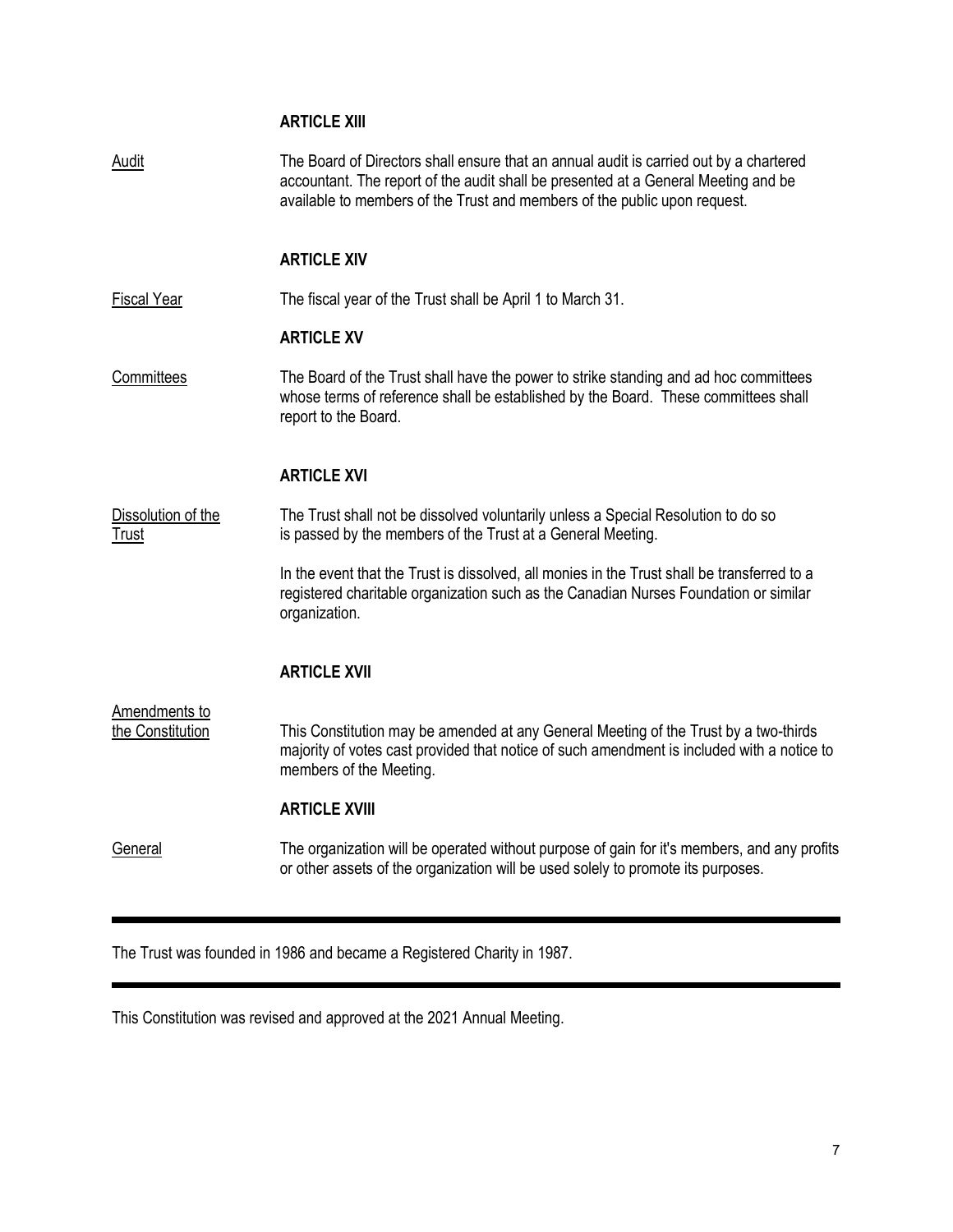## ARTICLE XIII

<u>Audit</u>

The Board of Directors shall ensure that an annual audit is carried out by a chartered accountant. The report of the audit shall be presented at a General Meeting and be available to members of the Trust and members of the public upon request.

## ARTICLE XIV

<u>Fiscal Year</u>

The fiscal year of the Trust shall be April 1 to March 31.

## ARTICLE XV

<u>Committees</u>

The Board of the Trust shall have the power to strike standing and ad hoc committees whose terms of reference shall be established by the Board. These committees shall report to the Board.

## ARTICLE XVI

<u>Dissolution of the Trust</u>

The Trust shall not be dissolved voluntarily unless a Special Resolution to do so is passed by the members of the Trust at a General Meeting.

In the event that the Trust is dissolved, all monies in the Trust shall be transferred to a registered charitable organization such as the Canadian Nurses Foundation or similar organization.

## ARTICLE XVII

<u>Amendments to the Constitution</u>

This Constitution may be amended at any General Meeting of the Trust by a two-thirds majority of votes cast provided that notice of such amendment is included with a notice to members of the Meeting.

## ARTICLE XVIII

<u>General</u>

The organization will be operated without purpose of gain for it's members, and any profits or other assets of the organization will be used solely to promote its purposes.

---

The Trust was founded in 1986 and became a Registered Charity in 1987.

---

This Constitution was revised and approved at the 2021 Annual Meeting.